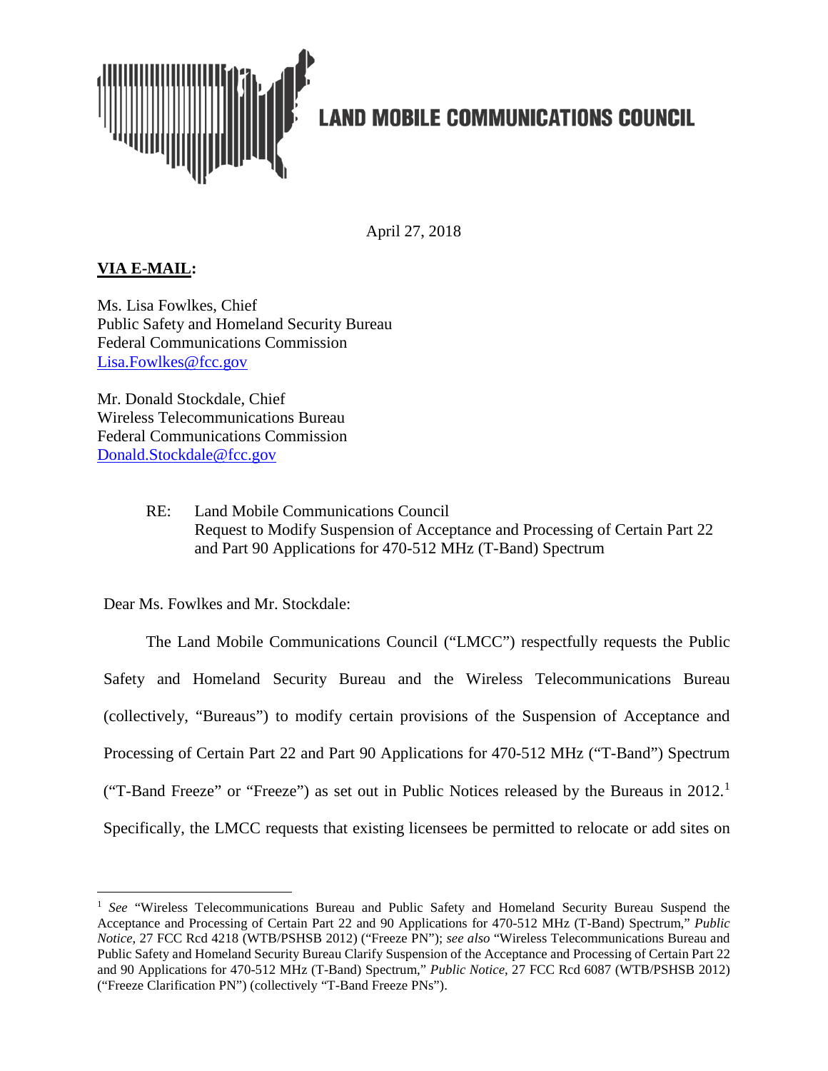# LAND MOBILE COMMUNICATIONS COUNCIL

April 27, 2018

**VIA E-MAIL:**

Ms. Lisa Fowlkes, Chief
Public Safety and Homeland Security Bureau
Federal Communications Commission
Lisa.Fowlkes@fcc.gov

Mr. Donald Stockdale, Chief
Wireless Telecommunications Bureau
Federal Communications Commission
Donald.Stockdale@fcc.gov

RE: Land Mobile Communications Council
Request to Modify Suspension of Acceptance and Processing of Certain Part 22 and Part 90 Applications for 470-512 MHz (T-Band) Spectrum

Dear Ms. Fowlkes and Mr. Stockdale:

The Land Mobile Communications Council ("LMCC") respectfully requests the Public Safety and Homeland Security Bureau and the Wireless Telecommunications Bureau (collectively, "Bureaus") to modify certain provisions of the Suspension of Acceptance and Processing of Certain Part 22 and Part 90 Applications for 470-512 MHz ("T-Band") Spectrum ("T-Band Freeze" or "Freeze") as set out in Public Notices released by the Bureaus in 2012.[1] Specifically, the LMCC requests that existing licensees be permitted to relocate or add sites on

---

[1] *See* "Wireless Telecommunications Bureau and Public Safety and Homeland Security Bureau Suspend the Acceptance and Processing of Certain Part 22 and 90 Applications for 470-512 MHz (T-Band) Spectrum," *Public Notice*, 27 FCC Rcd 4218 (WTB/PSHSB 2012) ("Freeze PN"); *see also* "Wireless Telecommunications Bureau and Public Safety and Homeland Security Bureau Clarify Suspension of the Acceptance and Processing of Certain Part 22 and 90 Applications for 470-512 MHz (T-Band) Spectrum," *Public Notice*, 27 FCC Rcd 6087 (WTB/PSHSB 2012) ("Freeze Clarification PN") (collectively "T-Band Freeze PNs").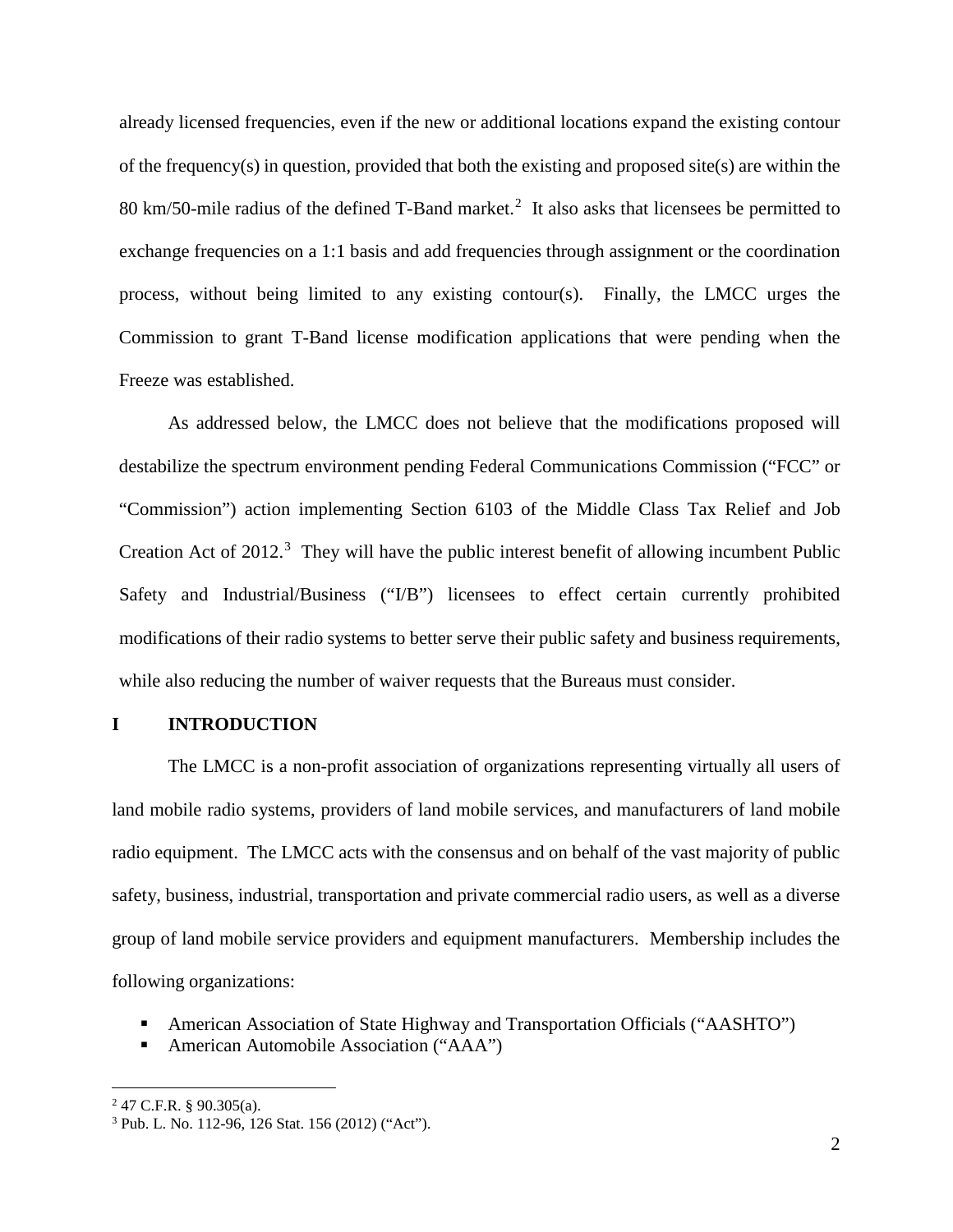already licensed frequencies, even if the new or additional locations expand the existing contour of the frequency(s) in question, provided that both the existing and proposed site(s) are within the 80 km/50-mile radius of the defined T-Band market.[2] It also asks that licensees be permitted to exchange frequencies on a 1:1 basis and add frequencies through assignment or the coordination process, without being limited to any existing contour(s). Finally, the LMCC urges the Commission to grant T-Band license modification applications that were pending when the Freeze was established.

As addressed below, the LMCC does not believe that the modifications proposed will destabilize the spectrum environment pending Federal Communications Commission ("FCC" or "Commission") action implementing Section 6103 of the Middle Class Tax Relief and Job Creation Act of 2012.[3] They will have the public interest benefit of allowing incumbent Public Safety and Industrial/Business ("I/B") licensees to effect certain currently prohibited modifications of their radio systems to better serve their public safety and business requirements, while also reducing the number of waiver requests that the Bureaus must consider.

## I INTRODUCTION

The LMCC is a non-profit association of organizations representing virtually all users of land mobile radio systems, providers of land mobile services, and manufacturers of land mobile radio equipment. The LMCC acts with the consensus and on behalf of the vast majority of public safety, business, industrial, transportation and private commercial radio users, as well as a diverse group of land mobile service providers and equipment manufacturers. Membership includes the following organizations:

- American Association of State Highway and Transportation Officials ("AASHTO")
- American Automobile Association ("AAA")

---

[2] 47 C.F.R. § 90.305(a).

[3] Pub. L. No. 112-96, 126 Stat. 156 (2012) ("Act").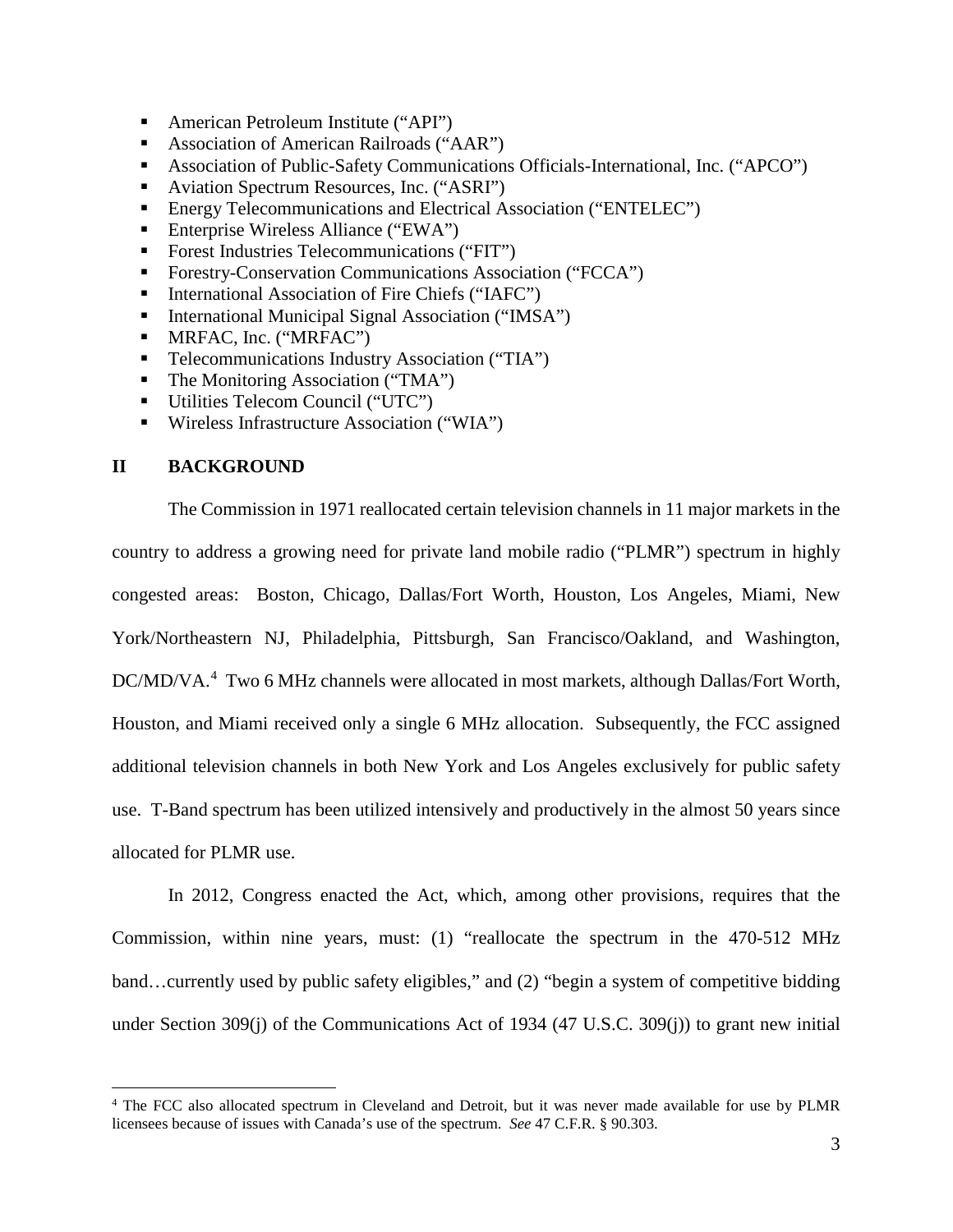- American Petroleum Institute ("API")
- Association of American Railroads ("AAR")
- Association of Public-Safety Communications Officials-International, Inc. ("APCO")
- Aviation Spectrum Resources, Inc. ("ASRI")
- Energy Telecommunications and Electrical Association ("ENTELEC")
- Enterprise Wireless Alliance ("EWA")
- Forest Industries Telecommunications ("FIT")
- Forestry-Conservation Communications Association ("FCCA")
- International Association of Fire Chiefs ("IAFC")
- International Municipal Signal Association ("IMSA")
- MRFAC, Inc. ("MRFAC")
- Telecommunications Industry Association ("TIA")
- The Monitoring Association ("TMA")
- Utilities Telecom Council ("UTC")
- Wireless Infrastructure Association ("WIA")

## II BACKGROUND

The Commission in 1971 reallocated certain television channels in 11 major markets in the country to address a growing need for private land mobile radio ("PLMR") spectrum in highly congested areas: Boston, Chicago, Dallas/Fort Worth, Houston, Los Angeles, Miami, New York/Northeastern NJ, Philadelphia, Pittsburgh, San Francisco/Oakland, and Washington, DC/MD/VA.[4] Two 6 MHz channels were allocated in most markets, although Dallas/Fort Worth, Houston, and Miami received only a single 6 MHz allocation. Subsequently, the FCC assigned additional television channels in both New York and Los Angeles exclusively for public safety use. T-Band spectrum has been utilized intensively and productively in the almost 50 years since allocated for PLMR use.

In 2012, Congress enacted the Act, which, among other provisions, requires that the Commission, within nine years, must: (1) "reallocate the spectrum in the 470-512 MHz band…currently used by public safety eligibles," and (2) "begin a system of competitive bidding under Section 309(j) of the Communications Act of 1934 (47 U.S.C. 309(j)) to grant new initial

[4] The FCC also allocated spectrum in Cleveland and Detroit, but it was never made available for use by PLMR licensees because of issues with Canada's use of the spectrum. *See* 47 C.F.R. § 90.303.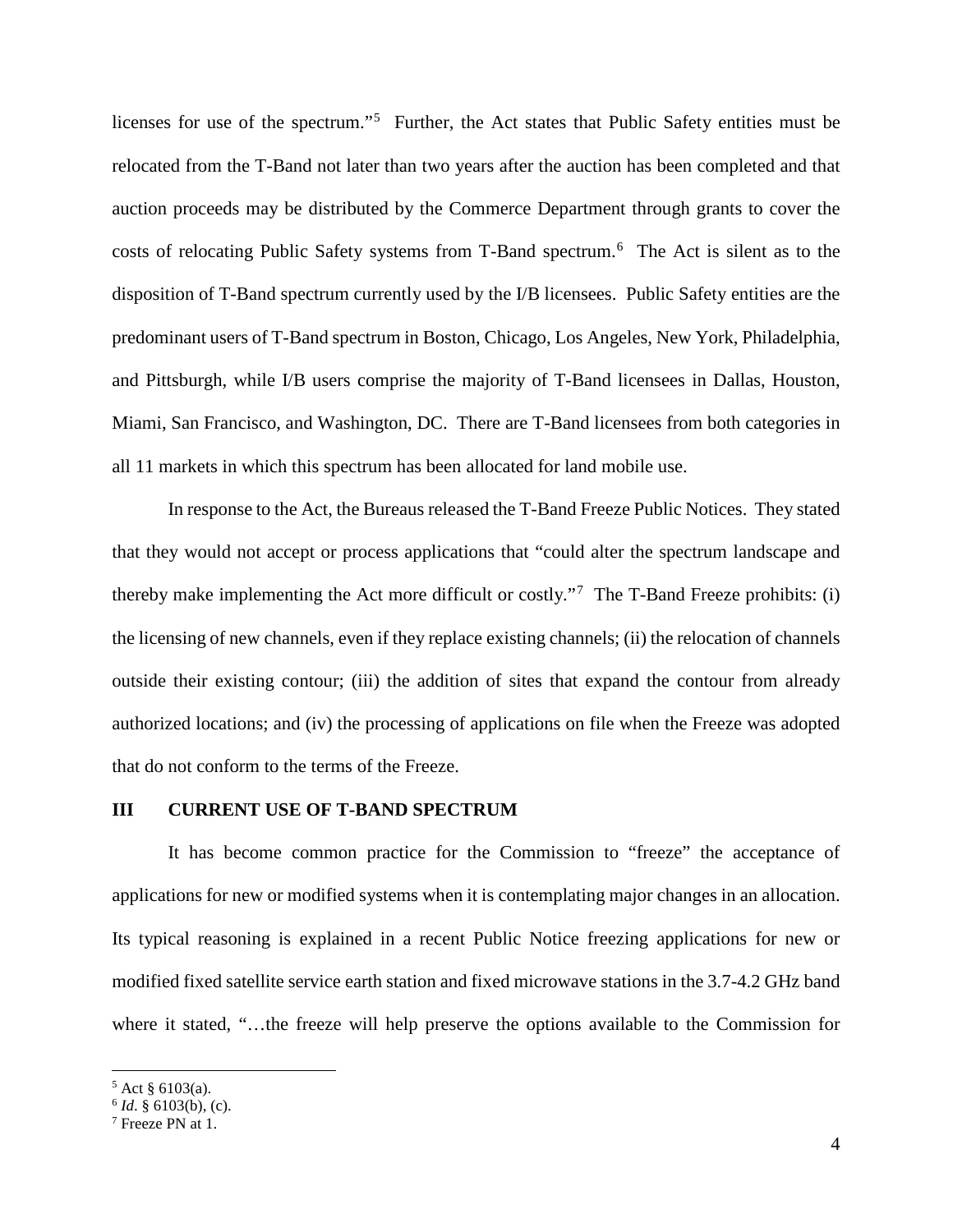licenses for use of the spectrum."[5] Further, the Act states that Public Safety entities must be relocated from the T-Band not later than two years after the auction has been completed and that auction proceeds may be distributed by the Commerce Department through grants to cover the costs of relocating Public Safety systems from T-Band spectrum.[6] The Act is silent as to the disposition of T-Band spectrum currently used by the I/B licensees. Public Safety entities are the predominant users of T-Band spectrum in Boston, Chicago, Los Angeles, New York, Philadelphia, and Pittsburgh, while I/B users comprise the majority of T-Band licensees in Dallas, Houston, Miami, San Francisco, and Washington, DC. There are T-Band licensees from both categories in all 11 markets in which this spectrum has been allocated for land mobile use.

In response to the Act, the Bureaus released the T-Band Freeze Public Notices. They stated that they would not accept or process applications that "could alter the spectrum landscape and thereby make implementing the Act more difficult or costly."[7] The T-Band Freeze prohibits: (i) the licensing of new channels, even if they replace existing channels; (ii) the relocation of channels outside their existing contour; (iii) the addition of sites that expand the contour from already authorized locations; and (iv) the processing of applications on file when the Freeze was adopted that do not conform to the terms of the Freeze.

## III CURRENT USE OF T-BAND SPECTRUM

It has become common practice for the Commission to "freeze" the acceptance of applications for new or modified systems when it is contemplating major changes in an allocation. Its typical reasoning is explained in a recent Public Notice freezing applications for new or modified fixed satellite service earth station and fixed microwave stations in the 3.7-4.2 GHz band where it stated, "…the freeze will help preserve the options available to the Commission for

---

[5] Act § 6103(a).

[6] *Id*. § 6103(b), (c).

[7] Freeze PN at 1.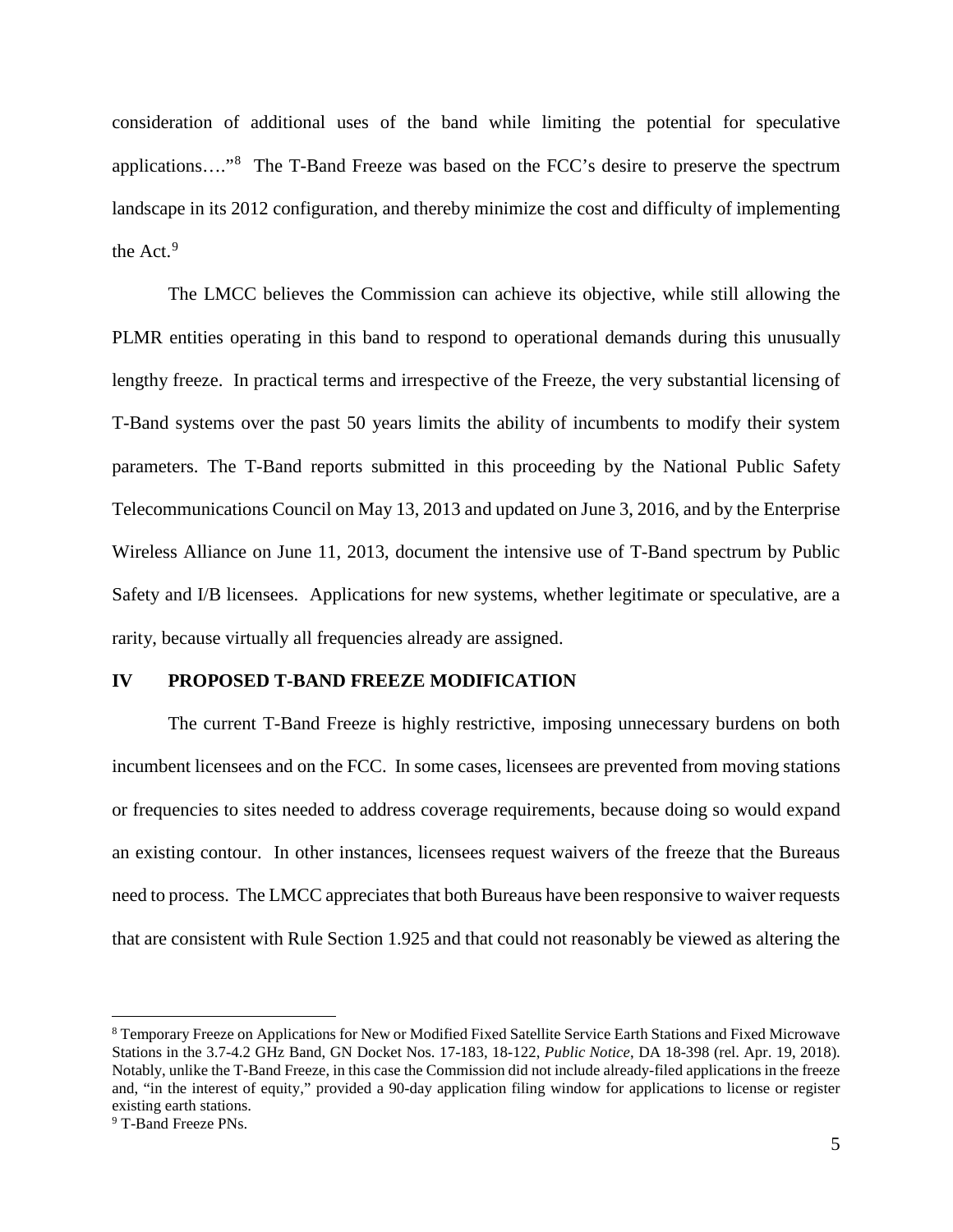consideration of additional uses of the band while limiting the potential for speculative applications…."[8] The T-Band Freeze was based on the FCC's desire to preserve the spectrum landscape in its 2012 configuration, and thereby minimize the cost and difficulty of implementing the Act.[9]

The LMCC believes the Commission can achieve its objective, while still allowing the PLMR entities operating in this band to respond to operational demands during this unusually lengthy freeze. In practical terms and irrespective of the Freeze, the very substantial licensing of T-Band systems over the past 50 years limits the ability of incumbents to modify their system parameters. The T-Band reports submitted in this proceeding by the National Public Safety Telecommunications Council on May 13, 2013 and updated on June 3, 2016, and by the Enterprise Wireless Alliance on June 11, 2013, document the intensive use of T-Band spectrum by Public Safety and I/B licensees. Applications for new systems, whether legitimate or speculative, are a rarity, because virtually all frequencies already are assigned.

## IV PROPOSED T-BAND FREEZE MODIFICATION

The current T-Band Freeze is highly restrictive, imposing unnecessary burdens on both incumbent licensees and on the FCC. In some cases, licensees are prevented from moving stations or frequencies to sites needed to address coverage requirements, because doing so would expand an existing contour. In other instances, licensees request waivers of the freeze that the Bureaus need to process. The LMCC appreciates that both Bureaus have been responsive to waiver requests that are consistent with Rule Section 1.925 and that could not reasonably be viewed as altering the

---

[8] Temporary Freeze on Applications for New or Modified Fixed Satellite Service Earth Stations and Fixed Microwave Stations in the 3.7-4.2 GHz Band, GN Docket Nos. 17-183, 18-122, *Public Notice*, DA 18-398 (rel. Apr. 19, 2018). Notably, unlike the T-Band Freeze, in this case the Commission did not include already-filed applications in the freeze and, "in the interest of equity," provided a 90-day application filing window for applications to license or register existing earth stations.

[9] T-Band Freeze PNs.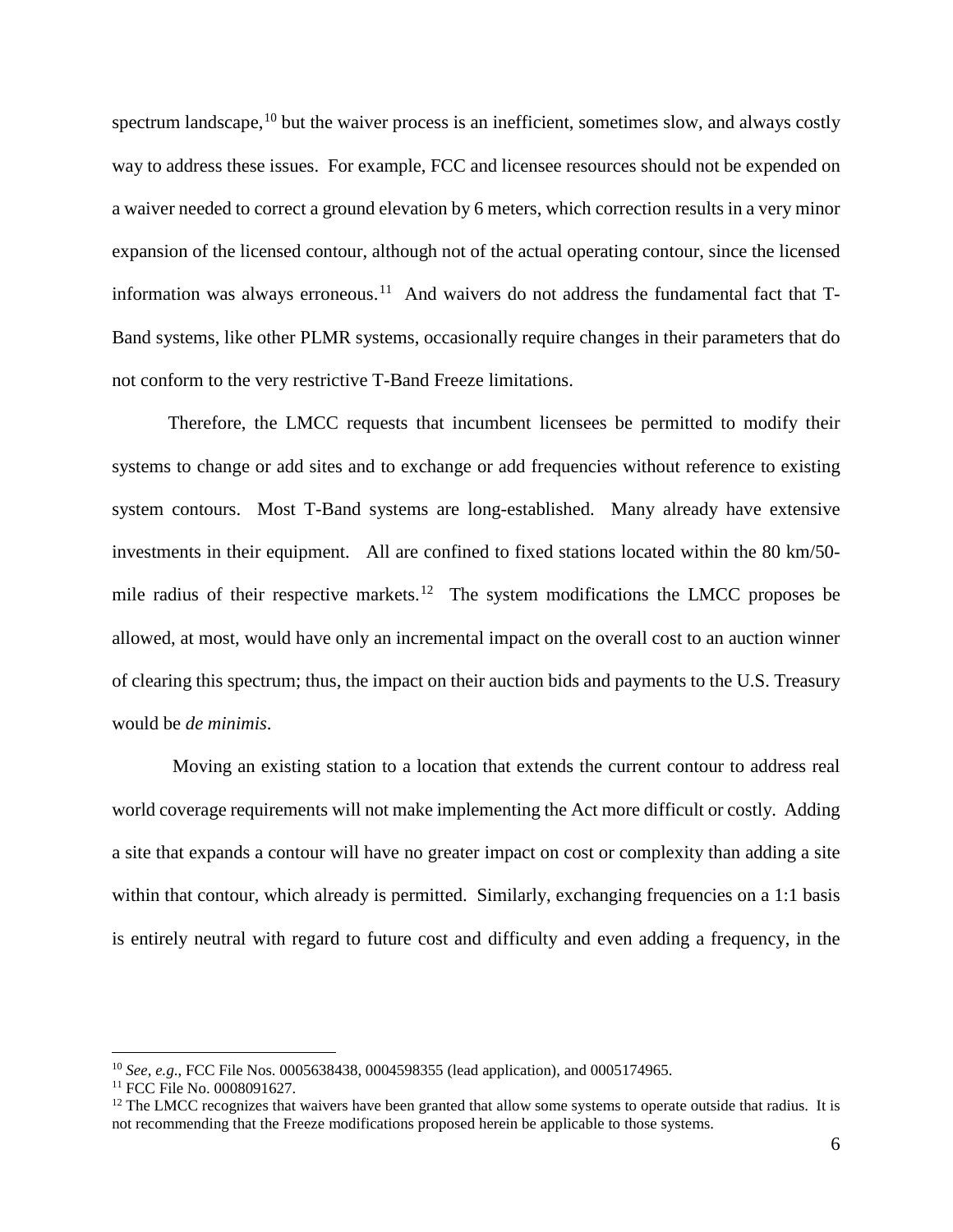spectrum landscape,[10] but the waiver process is an inefficient, sometimes slow, and always costly way to address these issues. For example, FCC and licensee resources should not be expended on a waiver needed to correct a ground elevation by 6 meters, which correction results in a very minor expansion of the licensed contour, although not of the actual operating contour, since the licensed information was always erroneous.[11] And waivers do not address the fundamental fact that T-Band systems, like other PLMR systems, occasionally require changes in their parameters that do not conform to the very restrictive T-Band Freeze limitations.

Therefore, the LMCC requests that incumbent licensees be permitted to modify their systems to change or add sites and to exchange or add frequencies without reference to existing system contours. Most T-Band systems are long-established. Many already have extensive investments in their equipment. All are confined to fixed stations located within the 80 km/50-mile radius of their respective markets.[12] The system modifications the LMCC proposes be allowed, at most, would have only an incremental impact on the overall cost to an auction winner of clearing this spectrum; thus, the impact on their auction bids and payments to the U.S. Treasury would be *de minimis*.

Moving an existing station to a location that extends the current contour to address real world coverage requirements will not make implementing the Act more difficult or costly. Adding a site that expands a contour will have no greater impact on cost or complexity than adding a site within that contour, which already is permitted. Similarly, exchanging frequencies on a 1:1 basis is entirely neutral with regard to future cost and difficulty and even adding a frequency, in the

---

[10] *See, e.g.*, FCC File Nos. 0005638438, 0004598355 (lead application), and 0005174965.

[11] FCC File No. 0008091627.

[12] The LMCC recognizes that waivers have been granted that allow some systems to operate outside that radius. It is not recommending that the Freeze modifications proposed herein be applicable to those systems.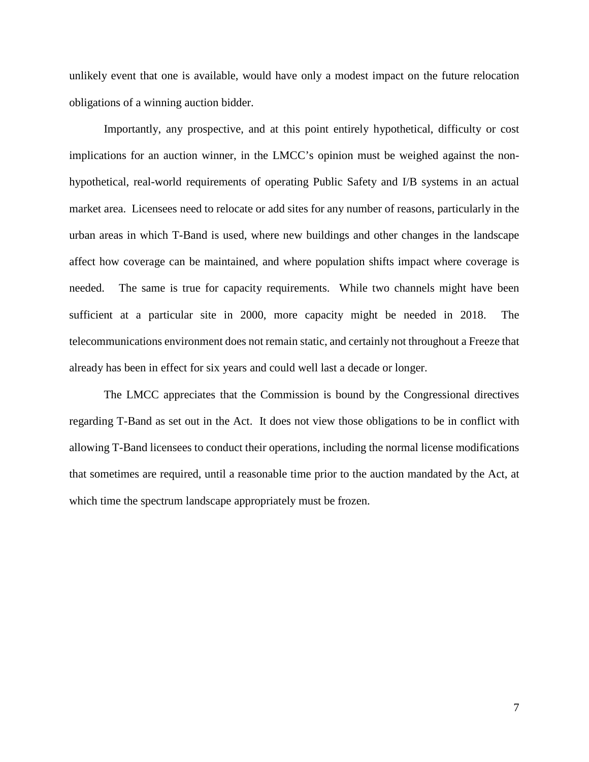unlikely event that one is available, would have only a modest impact on the future relocation obligations of a winning auction bidder.

Importantly, any prospective, and at this point entirely hypothetical, difficulty or cost implications for an auction winner, in the LMCC's opinion must be weighed against the non-hypothetical, real-world requirements of operating Public Safety and I/B systems in an actual market area. Licensees need to relocate or add sites for any number of reasons, particularly in the urban areas in which T-Band is used, where new buildings and other changes in the landscape affect how coverage can be maintained, and where population shifts impact where coverage is needed. The same is true for capacity requirements. While two channels might have been sufficient at a particular site in 2000, more capacity might be needed in 2018. The telecommunications environment does not remain static, and certainly not throughout a Freeze that already has been in effect for six years and could well last a decade or longer.

The LMCC appreciates that the Commission is bound by the Congressional directives regarding T-Band as set out in the Act. It does not view those obligations to be in conflict with allowing T-Band licensees to conduct their operations, including the normal license modifications that sometimes are required, until a reasonable time prior to the auction mandated by the Act, at which time the spectrum landscape appropriately must be frozen.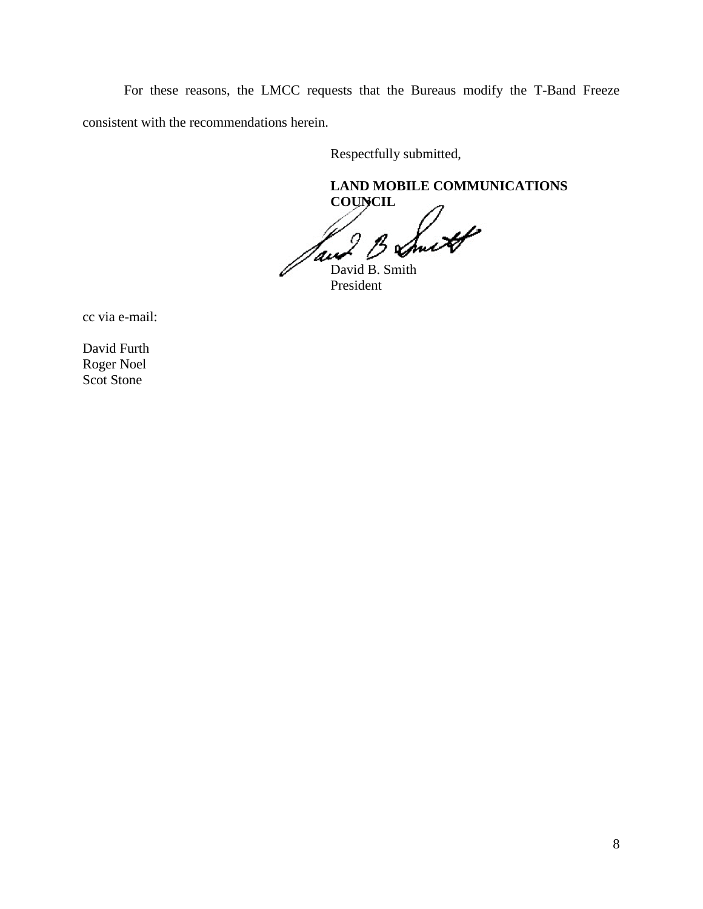For these reasons, the LMCC requests that the Bureaus modify the T-Band Freeze consistent with the recommendations herein.

Respectfully submitted,

**LAND MOBILE COMMUNICATIONS COUNCIL**

David B. Smith
President

cc via e-mail:

David Furth
Roger Noel
Scot Stone